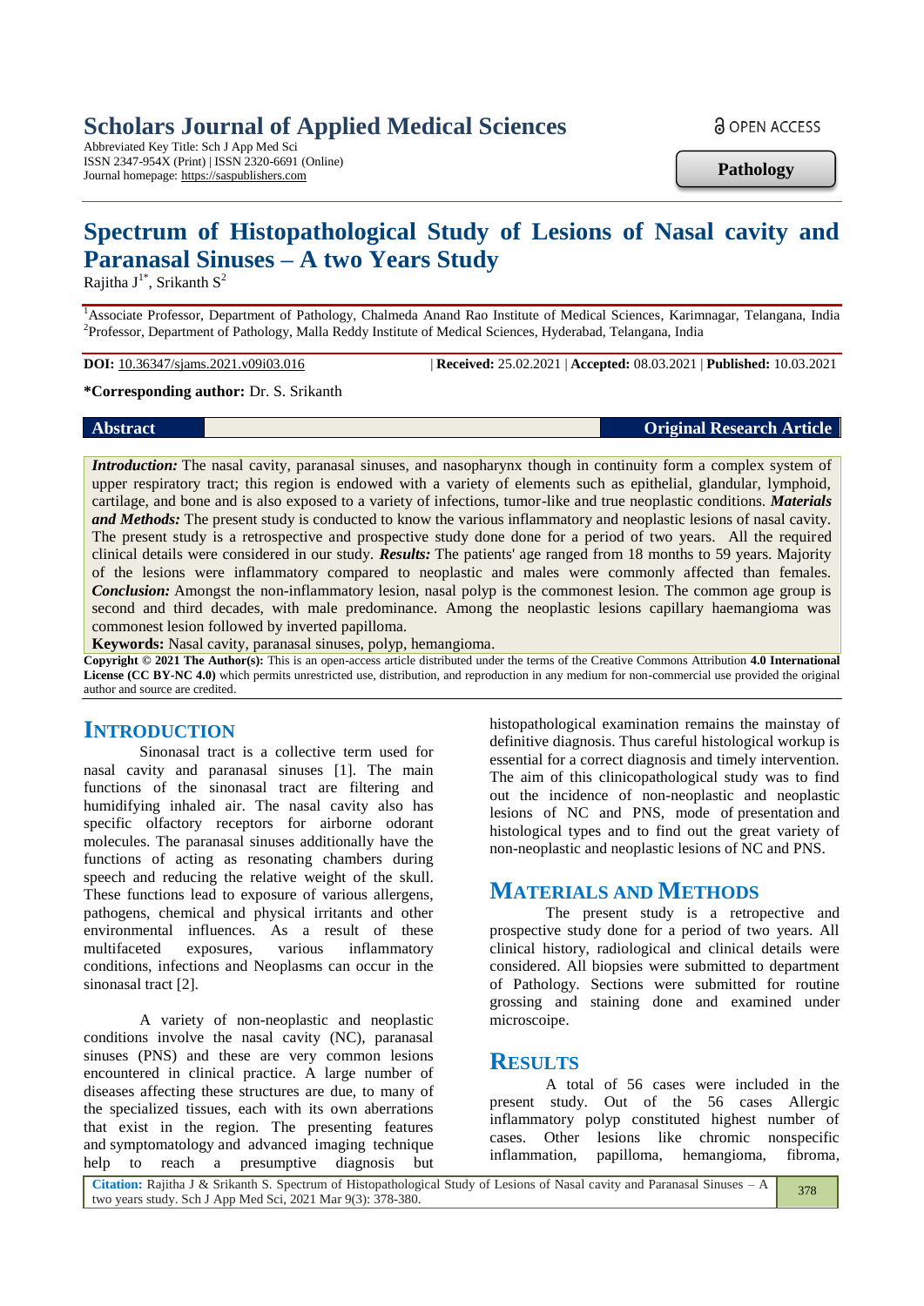Scholars Journal of Applied Medical Sciences

Abbreviated Key Title: Sch J App Med Sci
ISSN 2347-954X (Print) | ISSN 2320-6691 (Online)
Journal homepage: https://saspublishers.com

OPEN ACCESS

**Pathology**

# Spectrum of Histopathological Study of Lesions of Nasal cavity and Paranasal Sinuses – A two Years Study

Rajitha J[1*], Srikanth S[2]

[1]Associate Professor, Department of Pathology, Chalmeda Anand Rao Institute of Medical Sciences, Karimnagar, Telangana, India
[2]Professor, Department of Pathology, Malla Reddy Institute of Medical Sciences, Hyderabad, Telangana, India

**DOI:** 10.36347/sjams.2021.v09i03.016 | **Received:** 25.02.2021 | **Accepted:** 08.03.2021 | **Published:** 10.03.2021

**\*Corresponding author:** Dr. S. Srikanth

**Abstract** **Original Research Article**

***Introduction:*** The nasal cavity, paranasal sinuses, and nasopharynx though in continuity form a complex system of upper respiratory tract; this region is endowed with a variety of elements such as epithelial, glandular, lymphoid, cartilage, and bone and is also exposed to a variety of infections, tumor-like and true neoplastic conditions. ***Materials and Methods:*** The present study is conducted to know the various inflammatory and neoplastic lesions of nasal cavity. The present study is a retrospective and prospective study done done for a period of two years. All the required clinical details were considered in our study. ***Results:*** The patients' age ranged from 18 months to 59 years. Majority of the lesions were inflammatory compared to neoplastic and males were commonly affected than females. ***Conclusion:*** Amongst the non-inflammatory lesion, nasal polyp is the commonest lesion. The common age group is second and third decades, with male predominance. Among the neoplastic lesions capillary haemangioma was commonest lesion followed by inverted papilloma.

**Keywords:** Nasal cavity, paranasal sinuses, polyp, hemangioma.

**Copyright © 2021 The Author(s):** This is an open-access article distributed under the terms of the Creative Commons Attribution **4.0 International License (CC BY-NC 4.0)** which permits unrestricted use, distribution, and reproduction in any medium for non-commercial use provided the original author and source are credited.

## INTRODUCTION

Sinonasal tract is a collective term used for nasal cavity and paranasal sinuses [1]. The main functions of the sinonasal tract are filtering and humidifying inhaled air. The nasal cavity also has specific olfactory receptors for airborne odorant molecules. The paranasal sinuses additionally have the functions of acting as resonating chambers during speech and reducing the relative weight of the skull. These functions lead to exposure of various allergens, pathogens, chemical and physical irritants and other environmental influences. As a result of these multifaceted exposures, various inflammatory conditions, infections and Neoplasms can occur in the sinonasal tract [2].

A variety of non-neoplastic and neoplastic conditions involve the nasal cavity (NC), paranasal sinuses (PNS) and these are very common lesions encountered in clinical practice. A large number of diseases affecting these structures are due, to many of the specialized tissues, each with its own aberrations that exist in the region. The presenting features and symptomatology and advanced imaging technique help to reach a presumptive diagnosis but histopathological examination remains the mainstay of definitive diagnosis. Thus careful histological workup is essential for a correct diagnosis and timely intervention. The aim of this clinicopathological study was to find out the incidence of non-neoplastic and neoplastic lesions of NC and PNS, mode of presentation and histological types and to find out the great variety of non-neoplastic and neoplastic lesions of NC and PNS.

## MATERIALS AND METHODS

The present study is a retropective and prospective study done for a period of two years. All clinical history, radiological and clinical details were considered. All biopsies were submitted to department of Pathology. Sections were submitted for routine grossing and staining done and examined under microscoipe.

## RESULTS

A total of 56 cases were included in the present study. Out of the 56 cases Allergic inflammatory polyp constituted highest number of cases. Other lesions like chromic nonspecific inflammation, papilloma, hemangioma, fibroma,

**Citation:** Rajitha J & Srikanth S. Spectrum of Histopathological Study of Lesions of Nasal cavity and Paranasal Sinuses – A two years study. Sch J App Med Sci, 2021 Mar 9(3): 378-380.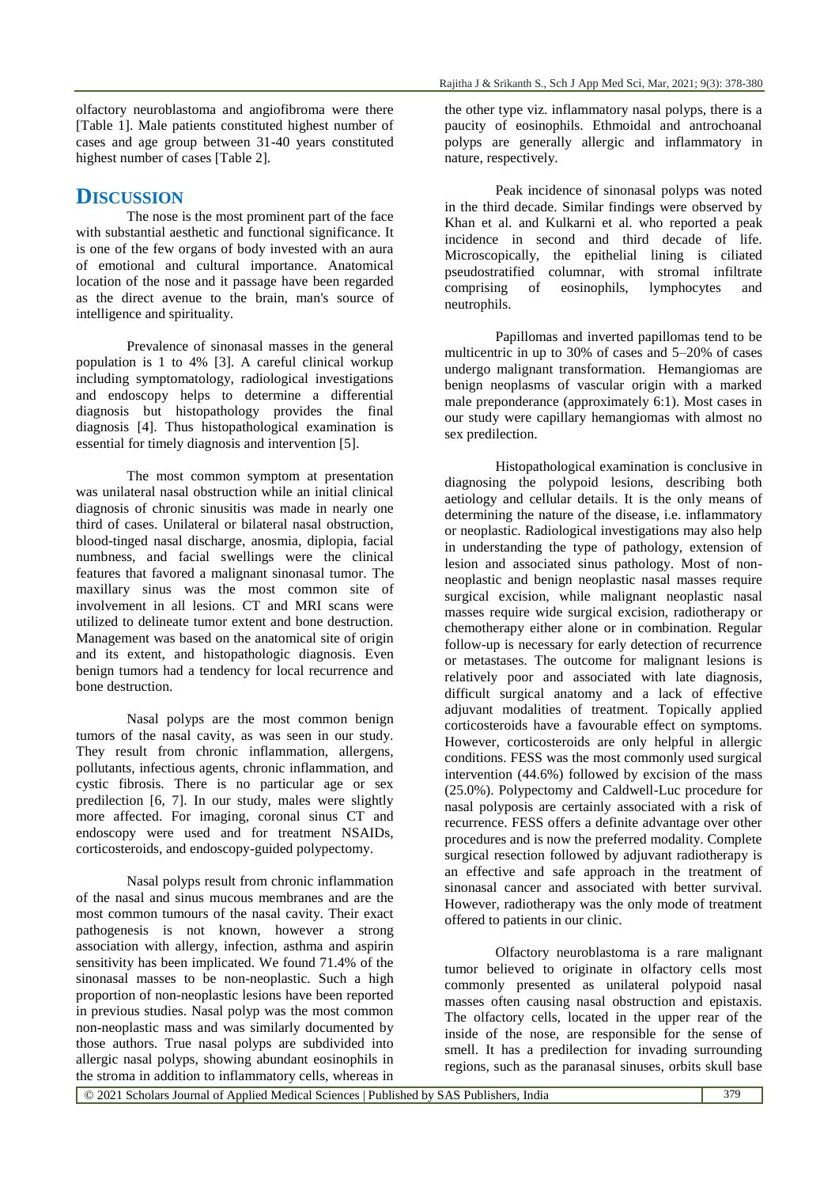olfactory neuroblastoma and angiofibroma were there [Table 1]. Male patients constituted highest number of cases and age group between 31-40 years constituted highest number of cases [Table 2].

## DISCUSSION

The nose is the most prominent part of the face with substantial aesthetic and functional significance. It is one of the few organs of body invested with an aura of emotional and cultural importance. Anatomical location of the nose and it passage have been regarded as the direct avenue to the brain, man's source of intelligence and spirituality.

Prevalence of sinonasal masses in the general population is 1 to 4% [3]. A careful clinical workup including symptomatology, radiological investigations and endoscopy helps to determine a differential diagnosis but histopathology provides the final diagnosis [4]. Thus histopathological examination is essential for timely diagnosis and intervention [5].

The most common symptom at presentation was unilateral nasal obstruction while an initial clinical diagnosis of chronic sinusitis was made in nearly one third of cases. Unilateral or bilateral nasal obstruction, blood-tinged nasal discharge, anosmia, diplopia, facial numbness, and facial swellings were the clinical features that favored a malignant sinonasal tumor. The maxillary sinus was the most common site of involvement in all lesions. CT and MRI scans were utilized to delineate tumor extent and bone destruction. Management was based on the anatomical site of origin and its extent, and histopathologic diagnosis. Even benign tumors had a tendency for local recurrence and bone destruction.

Nasal polyps are the most common benign tumors of the nasal cavity, as was seen in our study. They result from chronic inflammation, allergens, pollutants, infectious agents, chronic inflammation, and cystic fibrosis. There is no particular age or sex predilection [6, 7]. In our study, males were slightly more affected. For imaging, coronal sinus CT and endoscopy were used and for treatment NSAIDs, corticosteroids, and endoscopy-guided polypectomy.

Nasal polyps result from chronic inflammation of the nasal and sinus mucous membranes and are the most common tumours of the nasal cavity. Their exact pathogenesis is not known, however a strong association with allergy, infection, asthma and aspirin sensitivity has been implicated. We found 71.4% of the sinonasal masses to be non-neoplastic. Such a high proportion of non-neoplastic lesions have been reported in previous studies. Nasal polyp was the most common non-neoplastic mass and was similarly documented by those authors. True nasal polyps are subdivided into allergic nasal polyps, showing abundant eosinophils in the stroma in addition to inflammatory cells, whereas in the other type viz. inflammatory nasal polyps, there is a paucity of eosinophils. Ethmoidal and antrochoanal polyps are generally allergic and inflammatory in nature, respectively.

Peak incidence of sinonasal polyps was noted in the third decade. Similar findings were observed by Khan et al. and Kulkarni et al. who reported a peak incidence in second and third decade of life. Microscopically, the epithelial lining is ciliated pseudostratified columnar, with stromal infiltrate comprising of eosinophils, lymphocytes and neutrophils.

Papillomas and inverted papillomas tend to be multicentric in up to 30% of cases and 5–20% of cases undergo malignant transformation. Hemangiomas are benign neoplasms of vascular origin with a marked male preponderance (approximately 6:1). Most cases in our study were capillary hemangiomas with almost no sex predilection.

Histopathological examination is conclusive in diagnosing the polypoid lesions, describing both aetiology and cellular details. It is the only means of determining the nature of the disease, i.e. inflammatory or neoplastic. Radiological investigations may also help in understanding the type of pathology, extension of lesion and associated sinus pathology. Most of non-neoplastic and benign neoplastic nasal masses require surgical excision, while malignant neoplastic nasal masses require wide surgical excision, radiotherapy or chemotherapy either alone or in combination. Regular follow-up is necessary for early detection of recurrence or metastases. The outcome for malignant lesions is relatively poor and associated with late diagnosis, difficult surgical anatomy and a lack of effective adjuvant modalities of treatment. Topically applied corticosteroids have a favourable effect on symptoms. However, corticosteroids are only helpful in allergic conditions. FESS was the most commonly used surgical intervention (44.6%) followed by excision of the mass (25.0%). Polypectomy and Caldwell-Luc procedure for nasal polyposis are certainly associated with a risk of recurrence. FESS offers a definite advantage over other procedures and is now the preferred modality. Complete surgical resection followed by adjuvant radiotherapy is an effective and safe approach in the treatment of sinonasal cancer and associated with better survival. However, radiotherapy was the only mode of treatment offered to patients in our clinic.

Olfactory neuroblastoma is a rare malignant tumor believed to originate in olfactory cells most commonly presented as unilateral polypoid nasal masses often causing nasal obstruction and epistaxis. The olfactory cells, located in the upper rear of the inside of the nose, are responsible for the sense of smell. It has a predilection for invading surrounding regions, such as the paranasal sinuses, orbits skull base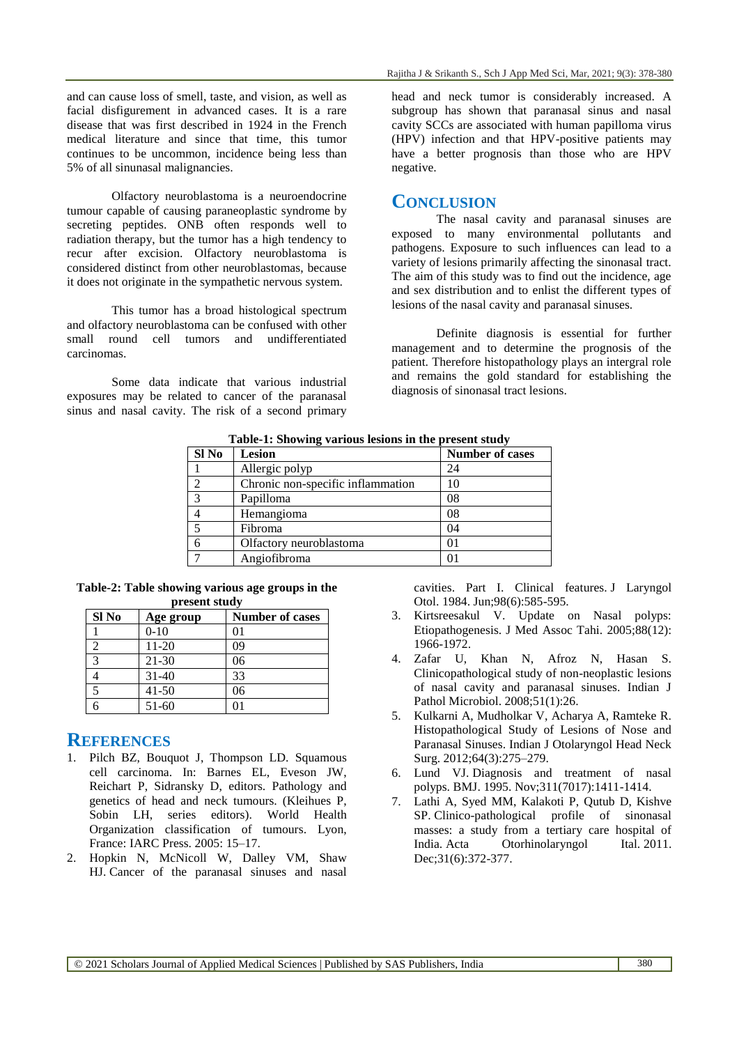and can cause loss of smell, taste, and vision, as well as facial disfigurement in advanced cases. It is a rare disease that was first described in 1924 in the French medical literature and since that time, this tumor continues to be uncommon, incidence being less than 5% of all sinunasal malignancies.

Olfactory neuroblastoma is a neuroendocrine tumour capable of causing paraneoplastic syndrome by secreting peptides. ONB often responds well to radiation therapy, but the tumor has a high tendency to recur after excision. Olfactory neuroblastoma is considered distinct from other neuroblastomas, because it does not originate in the sympathetic nervous system.

This tumor has a broad histological spectrum and olfactory neuroblastoma can be confused with other small round cell tumors and undifferentiated carcinomas.

Some data indicate that various industrial exposures may be related to cancer of the paranasal sinus and nasal cavity. The risk of a second primary head and neck tumor is considerably increased. A subgroup has shown that paranasal sinus and nasal cavity SCCs are associated with human papilloma virus (HPV) infection and that HPV-positive patients may have a better prognosis than those who are HPV negative.

## CONCLUSION

The nasal cavity and paranasal sinuses are exposed to many environmental pollutants and pathogens. Exposure to such influences can lead to a variety of lesions primarily affecting the sinonasal tract. The aim of this study was to find out the incidence, age and sex distribution and to enlist the different types of lesions of the nasal cavity and paranasal sinuses.

Definite diagnosis is essential for further management and to determine the prognosis of the patient. Therefore histopathology plays an intergral role and remains the gold standard for establishing the diagnosis of sinonasal tract lesions.

**Table-1: Showing various lesions in the present study**

| Sl No | Lesion | Number of cases |
|---|---|---|
| 1 | Allergic polyp | 24 |
| 2 | Chronic non-specific inflammation | 10 |
| 3 | Papilloma | 08 |
| 4 | Hemangioma | 08 |
| 5 | Fibroma | 04 |
| 6 | Olfactory neuroblastoma | 01 |
| 7 | Angiofibroma | 01 |

**Table-2: Table showing various age groups in the present study**

| Sl No | Age group | Number of cases |
|---|---|---|
| 1 | 0-10 | 01 |
| 2 | 11-20 | 09 |
| 3 | 21-30 | 06 |
| 4 | 31-40 | 33 |
| 5 | 41-50 | 06 |
| 6 | 51-60 | 01 |

## REFERENCES

1. Pilch BZ, Bouquot J, Thompson LD. Squamous cell carcinoma. In: Barnes EL, Eveson JW, Reichart P, Sidransky D, editors. Pathology and genetics of head and neck tumours. (Kleihues P, Sobin LH, series editors). World Health Organization classification of tumours. Lyon, France: IARC Press. 2005: 15–17.
2. Hopkin N, McNicoll W, Dalley VM, Shaw HJ. Cancer of the paranasal sinuses and nasal cavities. Part I. Clinical features. J Laryngol Otol. 1984. Jun;98(6):585-595.
3. Kirtsreesakul V. Update on Nasal polyps: Etiopathogenesis. J Med Assoc Tahi. 2005;88(12): 1966-1972.
4. Zafar U, Khan N, Afroz N, Hasan S. Clinicopathological study of non-neoplastic lesions of nasal cavity and paranasal sinuses. Indian J Pathol Microbiol. 2008;51(1):26.
5. Kulkarni A, Mudholkar V, Acharya A, Ramteke R. Histopathological Study of Lesions of Nose and Paranasal Sinuses. Indian J Otolaryngol Head Neck Surg. 2012;64(3):275–279.
6. Lund VJ. Diagnosis and treatment of nasal polyps. BMJ. 1995. Nov;311(7017):1411-1414.
7. Lathi A, Syed MM, Kalakoti P, Qutub D, Kishve SP. Clinico-pathological profile of sinonasal masses: a study from a tertiary care hospital of India. Acta Otorhinolaryngol Ital. 2011. Dec;31(6):372-377.